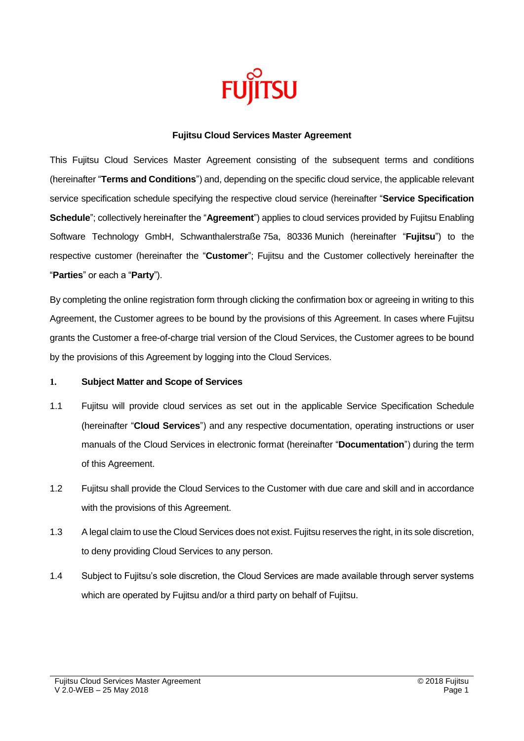FUJITSU

# Fujitsu Cloud Services Master Agreement

This Fujitsu Cloud Services Master Agreement consisting of the subsequent terms and conditions (hereinafter "**Terms and Conditions**") and, depending on the specific cloud service, the applicable relevant service specification schedule specifying the respective cloud service (hereinafter "**Service Specification Schedule**"; collectively hereinafter the "**Agreement**") applies to cloud services provided by Fujitsu Enabling Software Technology GmbH, Schwanthalerstraße 75a, 80336 Munich (hereinafter "**Fujitsu**") to the respective customer (hereinafter the "**Customer**"; Fujitsu and the Customer collectively hereinafter the "**Parties**" or each a "**Party**").

By completing the online registration form through clicking the confirmation box or agreeing in writing to this Agreement, the Customer agrees to be bound by the provisions of this Agreement. In cases where Fujitsu grants the Customer a free-of-charge trial version of the Cloud Services, the Customer agrees to be bound by the provisions of this Agreement by logging into the Cloud Services.

## 1. Subject Matter and Scope of Services

1.1 Fujitsu will provide cloud services as set out in the applicable Service Specification Schedule (hereinafter "**Cloud Services**") and any respective documentation, operating instructions or user manuals of the Cloud Services in electronic format (hereinafter "**Documentation**") during the term of this Agreement.

1.2 Fujitsu shall provide the Cloud Services to the Customer with due care and skill and in accordance with the provisions of this Agreement.

1.3 A legal claim to use the Cloud Services does not exist. Fujitsu reserves the right, in its sole discretion, to deny providing Cloud Services to any person.

1.4 Subject to Fujitsu's sole discretion, the Cloud Services are made available through server systems which are operated by Fujitsu and/or a third party on behalf of Fujitsu.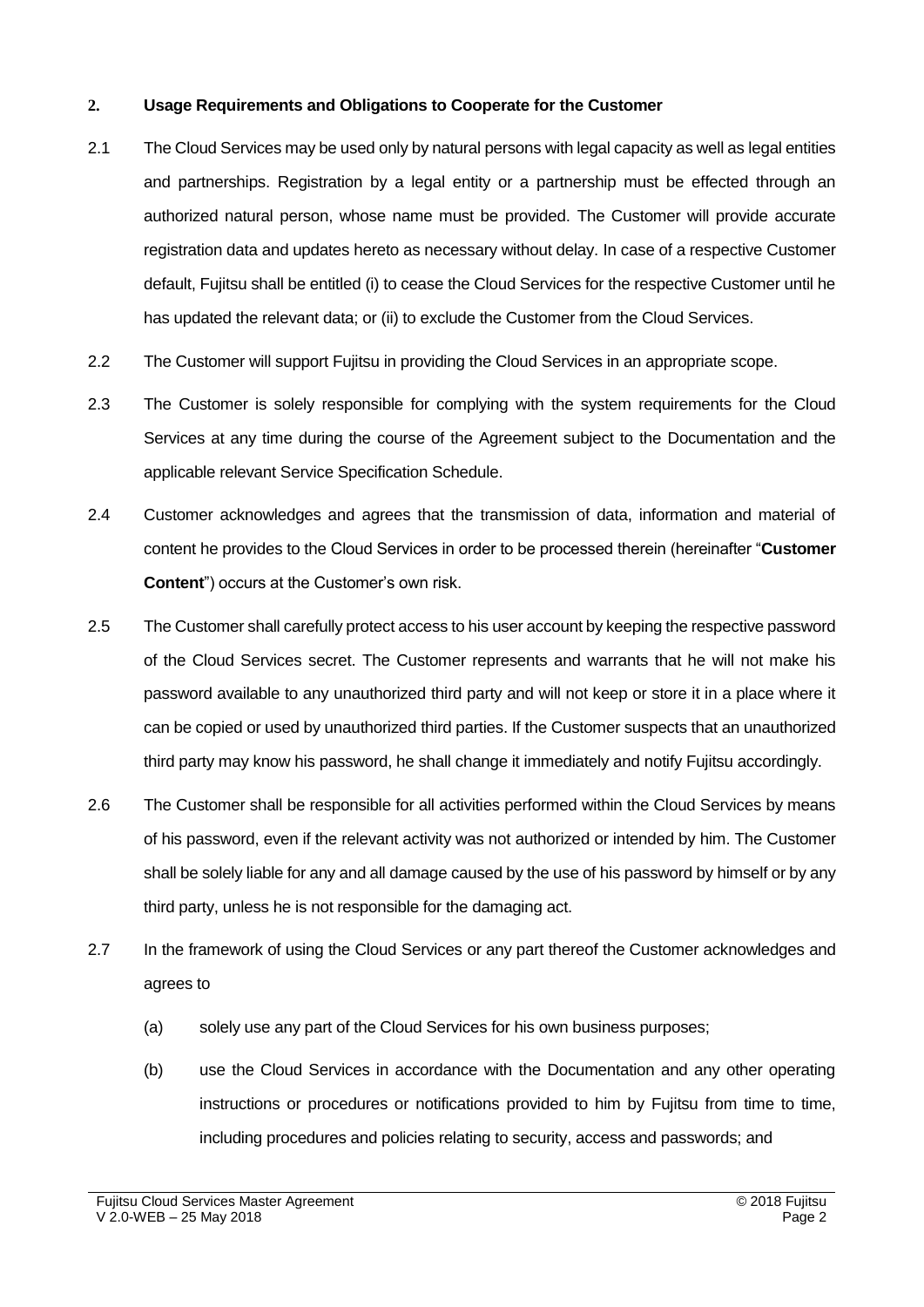## 2. Usage Requirements and Obligations to Cooperate for the Customer

2.1 The Cloud Services may be used only by natural persons with legal capacity as well as legal entities and partnerships. Registration by a legal entity or a partnership must be effected through an authorized natural person, whose name must be provided. The Customer will provide accurate registration data and updates hereto as necessary without delay. In case of a respective Customer default, Fujitsu shall be entitled (i) to cease the Cloud Services for the respective Customer until he has updated the relevant data; or (ii) to exclude the Customer from the Cloud Services.

2.2 The Customer will support Fujitsu in providing the Cloud Services in an appropriate scope.

2.3 The Customer is solely responsible for complying with the system requirements for the Cloud Services at any time during the course of the Agreement subject to the Documentation and the applicable relevant Service Specification Schedule.

2.4 Customer acknowledges and agrees that the transmission of data, information and material of content he provides to the Cloud Services in order to be processed therein (hereinafter "**Customer Content**") occurs at the Customer's own risk.

2.5 The Customer shall carefully protect access to his user account by keeping the respective password of the Cloud Services secret. The Customer represents and warrants that he will not make his password available to any unauthorized third party and will not keep or store it in a place where it can be copied or used by unauthorized third parties. If the Customer suspects that an unauthorized third party may know his password, he shall change it immediately and notify Fujitsu accordingly.

2.6 The Customer shall be responsible for all activities performed within the Cloud Services by means of his password, even if the relevant activity was not authorized or intended by him. The Customer shall be solely liable for any and all damage caused by the use of his password by himself or by any third party, unless he is not responsible for the damaging act.

2.7 In the framework of using the Cloud Services or any part thereof the Customer acknowledges and agrees to

(a) solely use any part of the Cloud Services for his own business purposes;

(b) use the Cloud Services in accordance with the Documentation and any other operating instructions or procedures or notifications provided to him by Fujitsu from time to time, including procedures and policies relating to security, access and passwords; and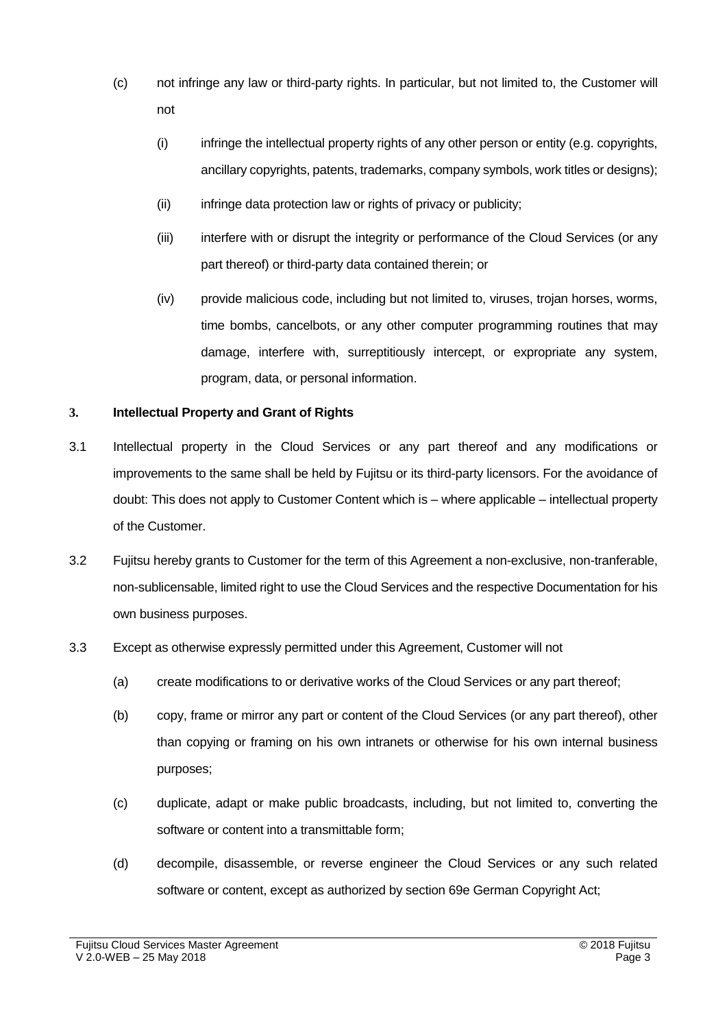(c) not infringe any law or third-party rights. In particular, but not limited to, the Customer will not

   (i) infringe the intellectual property rights of any other person or entity (e.g. copyrights, ancillary copyrights, patents, trademarks, company symbols, work titles or designs);

   (ii) infringe data protection law or rights of privacy or publicity;

   (iii) interfere with or disrupt the integrity or performance of the Cloud Services (or any part thereof) or third-party data contained therein; or

   (iv) provide malicious code, including but not limited to, viruses, trojan horses, worms, time bombs, cancelbots, or any other computer programming routines that may damage, interfere with, surreptitiously intercept, or expropriate any system, program, data, or personal information.

## 3. Intellectual Property and Grant of Rights

3.1 Intellectual property in the Cloud Services or any part thereof and any modifications or improvements to the same shall be held by Fujitsu or its third-party licensors. For the avoidance of doubt: This does not apply to Customer Content which is – where applicable – intellectual property of the Customer.

3.2 Fujitsu hereby grants to Customer for the term of this Agreement a non-exclusive, non-tranferable, non-sublicensable, limited right to use the Cloud Services and the respective Documentation for his own business purposes.

3.3 Except as otherwise expressly permitted under this Agreement, Customer will not

(a) create modifications to or derivative works of the Cloud Services or any part thereof;

(b) copy, frame or mirror any part or content of the Cloud Services (or any part thereof), other than copying or framing on his own intranets or otherwise for his own internal business purposes;

(c) duplicate, adapt or make public broadcasts, including, but not limited to, converting the software or content into a transmittable form;

(d) decompile, disassemble, or reverse engineer the Cloud Services or any such related software or content, except as authorized by section 69e German Copyright Act;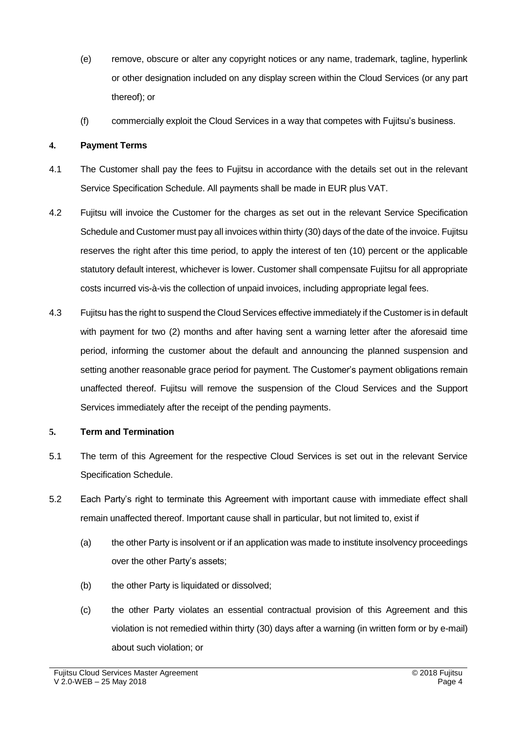(e) remove, obscure or alter any copyright notices or any name, trademark, tagline, hyperlink or other designation included on any display screen within the Cloud Services (or any part thereof); or

(f) commercially exploit the Cloud Services in a way that competes with Fujitsu's business.

## 4. Payment Terms

4.1 The Customer shall pay the fees to Fujitsu in accordance with the details set out in the relevant Service Specification Schedule. All payments shall be made in EUR plus VAT.

4.2 Fujitsu will invoice the Customer for the charges as set out in the relevant Service Specification Schedule and Customer must pay all invoices within thirty (30) days of the date of the invoice. Fujitsu reserves the right after this time period, to apply the interest of ten (10) percent or the applicable statutory default interest, whichever is lower. Customer shall compensate Fujitsu for all appropriate costs incurred vis-à-vis the collection of unpaid invoices, including appropriate legal fees.

4.3 Fujitsu has the right to suspend the Cloud Services effective immediately if the Customer is in default with payment for two (2) months and after having sent a warning letter after the aforesaid time period, informing the customer about the default and announcing the planned suspension and setting another reasonable grace period for payment. The Customer's payment obligations remain unaffected thereof. Fujitsu will remove the suspension of the Cloud Services and the Support Services immediately after the receipt of the pending payments.

## 5. Term and Termination

5.1 The term of this Agreement for the respective Cloud Services is set out in the relevant Service Specification Schedule.

5.2 Each Party's right to terminate this Agreement with important cause with immediate effect shall remain unaffected thereof. Important cause shall in particular, but not limited to, exist if

(a) the other Party is insolvent or if an application was made to institute insolvency proceedings over the other Party's assets;

(b) the other Party is liquidated or dissolved;

(c) the other Party violates an essential contractual provision of this Agreement and this violation is not remedied within thirty (30) days after a warning (in written form or by e-mail) about such violation; or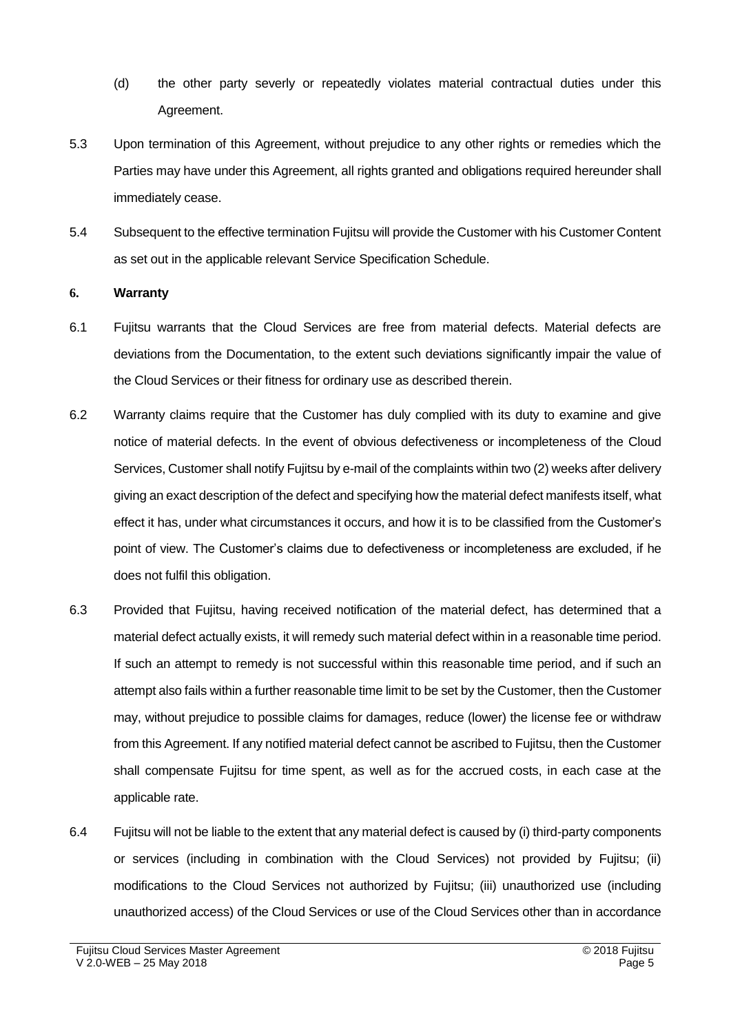(d) the other party severly or repeatedly violates material contractual duties under this Agreement.

5.3 Upon termination of this Agreement, without prejudice to any other rights or remedies which the Parties may have under this Agreement, all rights granted and obligations required hereunder shall immediately cease.

5.4 Subsequent to the effective termination Fujitsu will provide the Customer with his Customer Content as set out in the applicable relevant Service Specification Schedule.

## 6. Warranty

6.1 Fujitsu warrants that the Cloud Services are free from material defects. Material defects are deviations from the Documentation, to the extent such deviations significantly impair the value of the Cloud Services or their fitness for ordinary use as described therein.

6.2 Warranty claims require that the Customer has duly complied with its duty to examine and give notice of material defects. In the event of obvious defectiveness or incompleteness of the Cloud Services, Customer shall notify Fujitsu by e-mail of the complaints within two (2) weeks after delivery giving an exact description of the defect and specifying how the material defect manifests itself, what effect it has, under what circumstances it occurs, and how it is to be classified from the Customer's point of view. The Customer's claims due to defectiveness or incompleteness are excluded, if he does not fulfil this obligation.

6.3 Provided that Fujitsu, having received notification of the material defect, has determined that a material defect actually exists, it will remedy such material defect within in a reasonable time period. If such an attempt to remedy is not successful within this reasonable time period, and if such an attempt also fails within a further reasonable time limit to be set by the Customer, then the Customer may, without prejudice to possible claims for damages, reduce (lower) the license fee or withdraw from this Agreement. If any notified material defect cannot be ascribed to Fujitsu, then the Customer shall compensate Fujitsu for time spent, as well as for the accrued costs, in each case at the applicable rate.

6.4 Fujitsu will not be liable to the extent that any material defect is caused by (i) third-party components or services (including in combination with the Cloud Services) not provided by Fujitsu; (ii) modifications to the Cloud Services not authorized by Fujitsu; (iii) unauthorized use (including unauthorized access) of the Cloud Services or use of the Cloud Services other than in accordance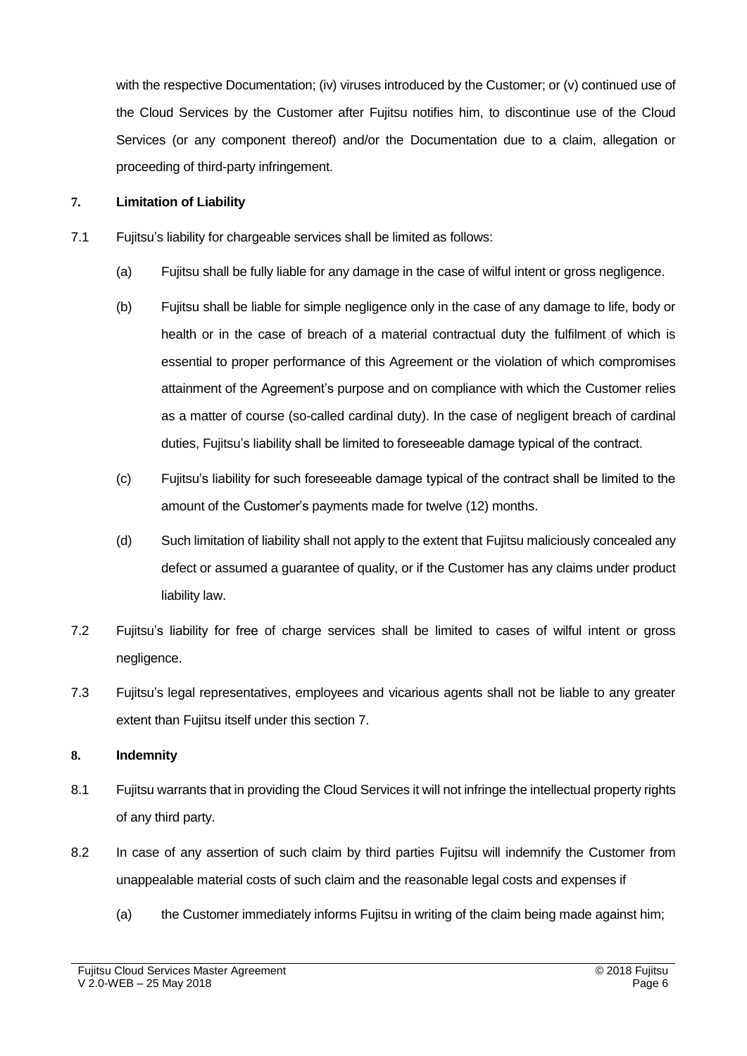with the respective Documentation; (iv) viruses introduced by the Customer; or (v) continued use of the Cloud Services by the Customer after Fujitsu notifies him, to discontinue use of the Cloud Services (or any component thereof) and/or the Documentation due to a claim, allegation or proceeding of third-party infringement.

## 7. Limitation of Liability

7.1 Fujitsu's liability for chargeable services shall be limited as follows:

(a) Fujitsu shall be fully liable for any damage in the case of wilful intent or gross negligence.

(b) Fujitsu shall be liable for simple negligence only in the case of any damage to life, body or health or in the case of breach of a material contractual duty the fulfilment of which is essential to proper performance of this Agreement or the violation of which compromises attainment of the Agreement's purpose and on compliance with which the Customer relies as a matter of course (so-called cardinal duty). In the case of negligent breach of cardinal duties, Fujitsu's liability shall be limited to foreseeable damage typical of the contract.

(c) Fujitsu's liability for such foreseeable damage typical of the contract shall be limited to the amount of the Customer's payments made for twelve (12) months.

(d) Such limitation of liability shall not apply to the extent that Fujitsu maliciously concealed any defect or assumed a guarantee of quality, or if the Customer has any claims under product liability law.

7.2 Fujitsu's liability for free of charge services shall be limited to cases of wilful intent or gross negligence.

7.3 Fujitsu's legal representatives, employees and vicarious agents shall not be liable to any greater extent than Fujitsu itself under this section 7.

## 8. Indemnity

8.1 Fujitsu warrants that in providing the Cloud Services it will not infringe the intellectual property rights of any third party.

8.2 In case of any assertion of such claim by third parties Fujitsu will indemnify the Customer from unappealable material costs of such claim and the reasonable legal costs and expenses if

(a) the Customer immediately informs Fujitsu in writing of the claim being made against him;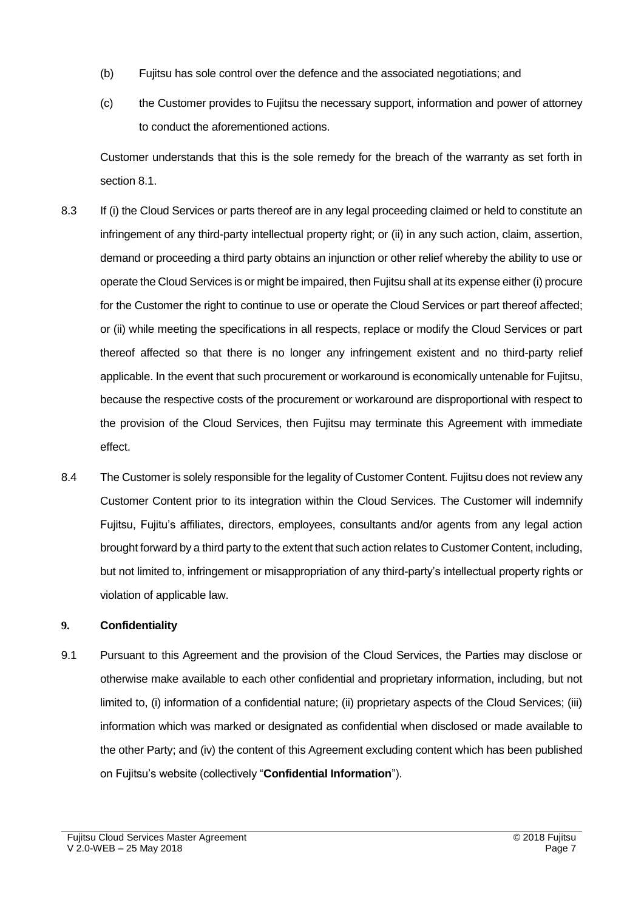(b) Fujitsu has sole control over the defence and the associated negotiations; and

(c) the Customer provides to Fujitsu the necessary support, information and power of attorney to conduct the aforementioned actions.

Customer understands that this is the sole remedy for the breach of the warranty as set forth in section 8.1.

8.3 If (i) the Cloud Services or parts thereof are in any legal proceeding claimed or held to constitute an infringement of any third-party intellectual property right; or (ii) in any such action, claim, assertion, demand or proceeding a third party obtains an injunction or other relief whereby the ability to use or operate the Cloud Services is or might be impaired, then Fujitsu shall at its expense either (i) procure for the Customer the right to continue to use or operate the Cloud Services or part thereof affected; or (ii) while meeting the specifications in all respects, replace or modify the Cloud Services or part thereof affected so that there is no longer any infringement existent and no third-party relief applicable. In the event that such procurement or workaround is economically untenable for Fujitsu, because the respective costs of the procurement or workaround are disproportional with respect to the provision of the Cloud Services, then Fujitsu may terminate this Agreement with immediate effect.

8.4 The Customer is solely responsible for the legality of Customer Content. Fujitsu does not review any Customer Content prior to its integration within the Cloud Services. The Customer will indemnify Fujitsu, Fujitu's affiliates, directors, employees, consultants and/or agents from any legal action brought forward by a third party to the extent that such action relates to Customer Content, including, but not limited to, infringement or misappropriation of any third-party's intellectual property rights or violation of applicable law.

## 9. Confidentiality

9.1 Pursuant to this Agreement and the provision of the Cloud Services, the Parties may disclose or otherwise make available to each other confidential and proprietary information, including, but not limited to, (i) information of a confidential nature; (ii) proprietary aspects of the Cloud Services; (iii) information which was marked or designated as confidential when disclosed or made available to the other Party; and (iv) the content of this Agreement excluding content which has been published on Fujitsu's website (collectively "**Confidential Information**").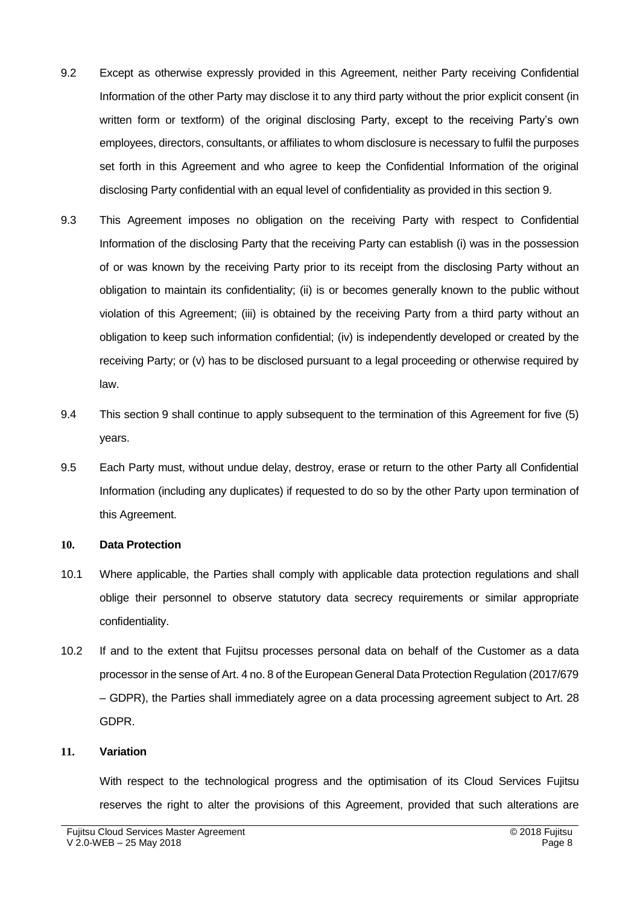9.2 Except as otherwise expressly provided in this Agreement, neither Party receiving Confidential Information of the other Party may disclose it to any third party without the prior explicit consent (in written form or textform) of the original disclosing Party, except to the receiving Party's own employees, directors, consultants, or affiliates to whom disclosure is necessary to fulfil the purposes set forth in this Agreement and who agree to keep the Confidential Information of the original disclosing Party confidential with an equal level of confidentiality as provided in this section 9.

9.3 This Agreement imposes no obligation on the receiving Party with respect to Confidential Information of the disclosing Party that the receiving Party can establish (i) was in the possession of or was known by the receiving Party prior to its receipt from the disclosing Party without an obligation to maintain its confidentiality; (ii) is or becomes generally known to the public without violation of this Agreement; (iii) is obtained by the receiving Party from a third party without an obligation to keep such information confidential; (iv) is independently developed or created by the receiving Party; or (v) has to be disclosed pursuant to a legal proceeding or otherwise required by law.

9.4 This section 9 shall continue to apply subsequent to the termination of this Agreement for five (5) years.

9.5 Each Party must, without undue delay, destroy, erase or return to the other Party all Confidential Information (including any duplicates) if requested to do so by the other Party upon termination of this Agreement.

**10. Data Protection**

10.1 Where applicable, the Parties shall comply with applicable data protection regulations and shall oblige their personnel to observe statutory data secrecy requirements or similar appropriate confidentiality.

10.2 If and to the extent that Fujitsu processes personal data on behalf of the Customer as a data processor in the sense of Art. 4 no. 8 of the European General Data Protection Regulation (2017/679 – GDPR), the Parties shall immediately agree on a data processing agreement subject to Art. 28 GDPR.

**11. Variation**

With respect to the technological progress and the optimisation of its Cloud Services Fujitsu reserves the right to alter the provisions of this Agreement, provided that such alterations are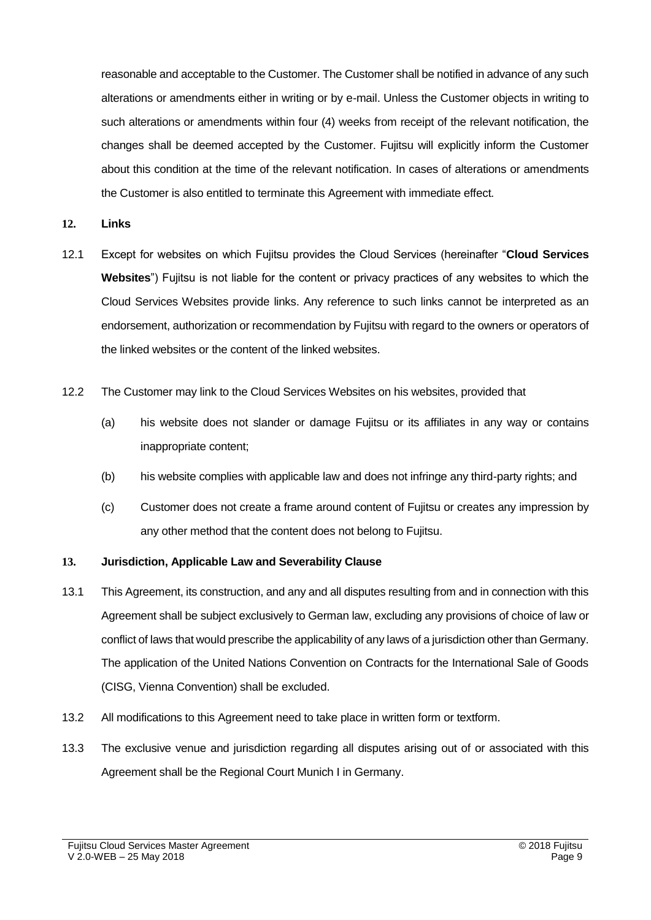reasonable and acceptable to the Customer. The Customer shall be notified in advance of any such alterations or amendments either in writing or by e-mail. Unless the Customer objects in writing to such alterations or amendments within four (4) weeks from receipt of the relevant notification, the changes shall be deemed accepted by the Customer. Fujitsu will explicitly inform the Customer about this condition at the time of the relevant notification. In cases of alterations or amendments the Customer is also entitled to terminate this Agreement with immediate effect.

## 12. Links

12.1 Except for websites on which Fujitsu provides the Cloud Services (hereinafter "**Cloud Services Websites**") Fujitsu is not liable for the content or privacy practices of any websites to which the Cloud Services Websites provide links. Any reference to such links cannot be interpreted as an endorsement, authorization or recommendation by Fujitsu with regard to the owners or operators of the linked websites or the content of the linked websites.

12.2 The Customer may link to the Cloud Services Websites on his websites, provided that

(a) his website does not slander or damage Fujitsu or its affiliates in any way or contains inappropriate content;

(b) his website complies with applicable law and does not infringe any third-party rights; and

(c) Customer does not create a frame around content of Fujitsu or creates any impression by any other method that the content does not belong to Fujitsu.

## 13. Jurisdiction, Applicable Law and Severability Clause

13.1 This Agreement, its construction, and any and all disputes resulting from and in connection with this Agreement shall be subject exclusively to German law, excluding any provisions of choice of law or conflict of laws that would prescribe the applicability of any laws of a jurisdiction other than Germany. The application of the United Nations Convention on Contracts for the International Sale of Goods (CISG, Vienna Convention) shall be excluded.

13.2 All modifications to this Agreement need to take place in written form or textform.

13.3 The exclusive venue and jurisdiction regarding all disputes arising out of or associated with this Agreement shall be the Regional Court Munich I in Germany.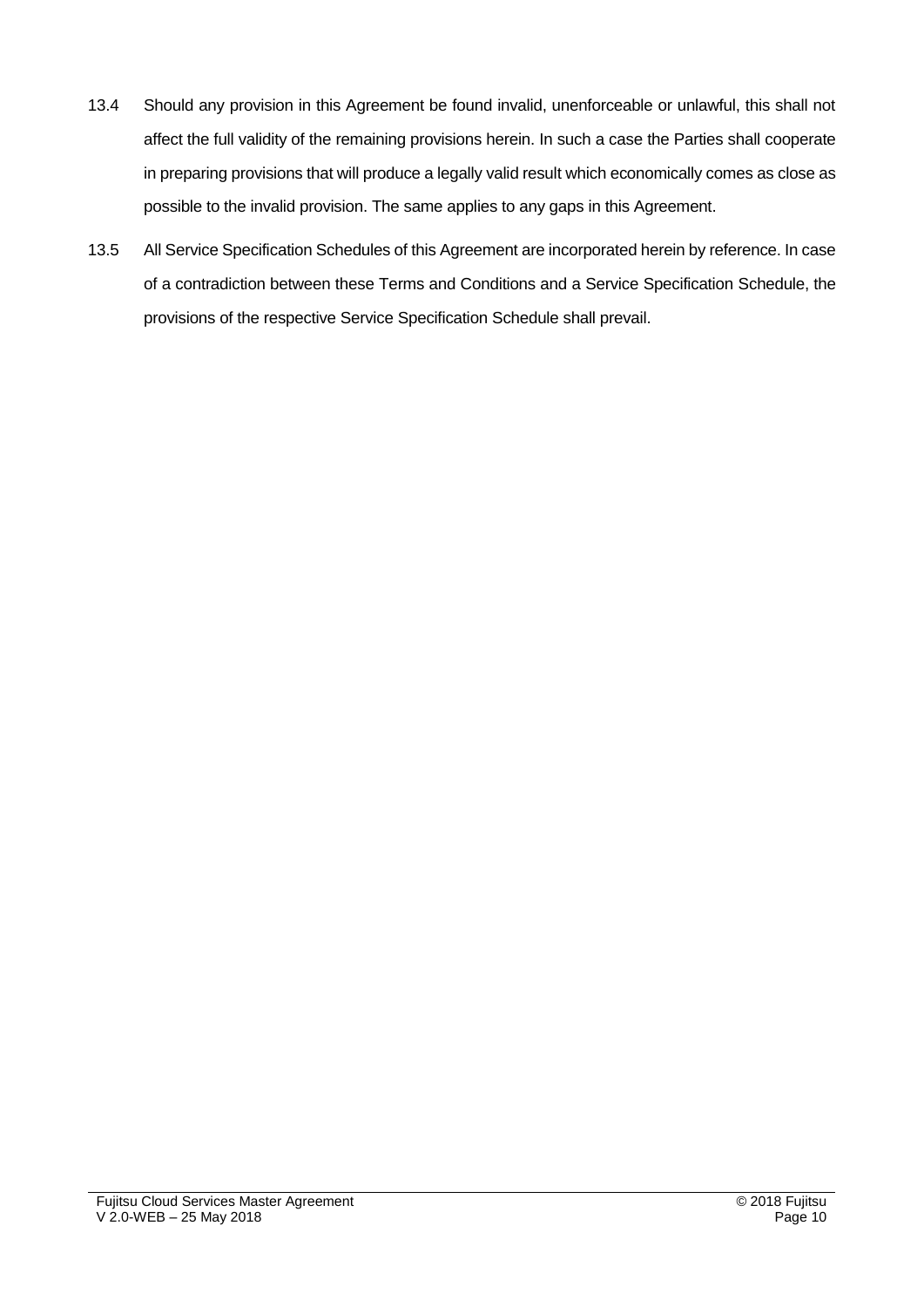13.4 Should any provision in this Agreement be found invalid, unenforceable or unlawful, this shall not affect the full validity of the remaining provisions herein. In such a case the Parties shall cooperate in preparing provisions that will produce a legally valid result which economically comes as close as possible to the invalid provision. The same applies to any gaps in this Agreement.

13.5 All Service Specification Schedules of this Agreement are incorporated herein by reference. In case of a contradiction between these Terms and Conditions and a Service Specification Schedule, the provisions of the respective Service Specification Schedule shall prevail.